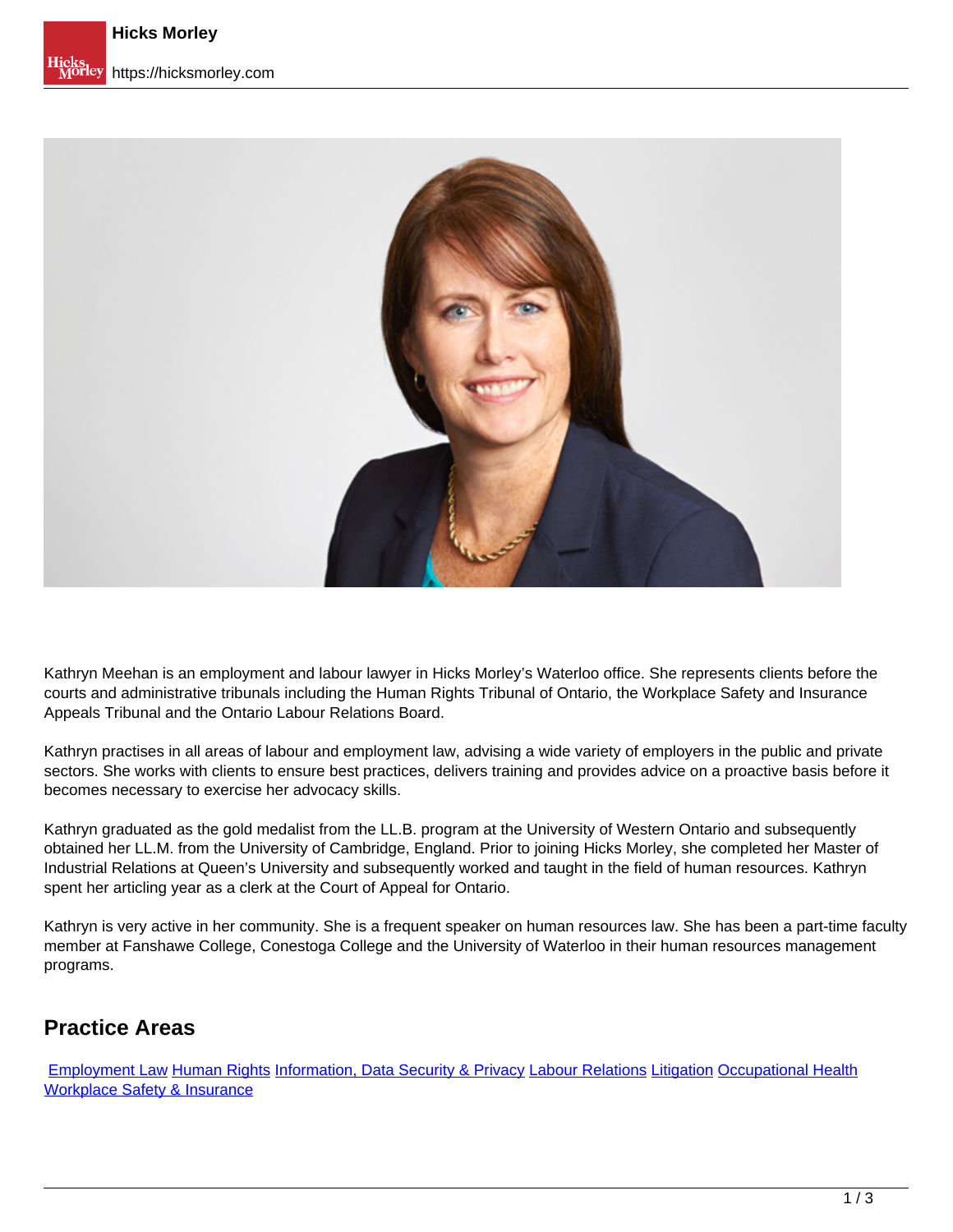Kathryn Meehan is an employment and labour lawyer in Hicks Morley's Waterloo office. She represents clients before the courts and administrative tribunals including the Human Rights Tribunal of Ontario, the Workplace Safety and Insurance Appeals Tribunal and the Ontario Labour Relations Board.

Kathryn practises in all areas of labour and employment law, advising a wide variety of employers in the public and private sectors. She works with clients to ensure best practices, delivers training and provides advice on a proactive basis before it becomes necessary to exercise her advocacy skills.

Kathryn graduated as the gold medalist from the LL.B. program at the University of Western Ontario and subsequently obtained her LL.M. from the University of Cambridge, England. Prior to joining Hicks Morley, she completed her Master of Industrial Relations at Queen's University and subsequently worked and taught in the field of human resources. Kathryn spent her articling year as a clerk at the Court of Appeal for Ontario.

Kathryn is very active in her community. She is a frequent speaker on human resources law. She has been a part-time faculty member at Fanshawe College, Conestoga College and the University of Waterloo in their human resources management programs.

## Practice Areas

Employment Law Human Rights Information, Data Security & Privacy Labour Relations Litigation Occupational Health Workplace Safety & Insurance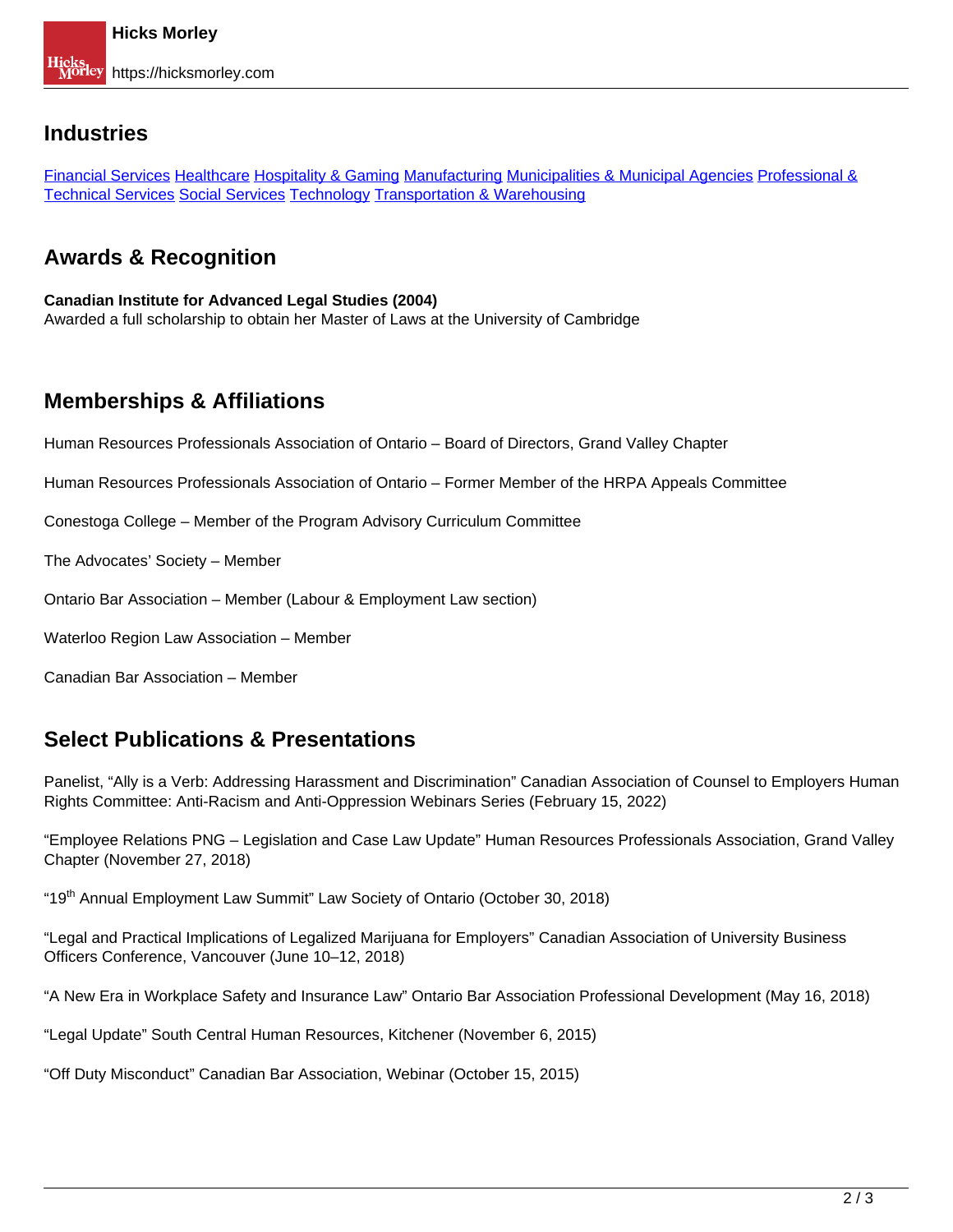## Industries

[Financial Services] [Healthcare] [Hospitality & Gaming] [Manufacturing] [Municipalities & Municipal Agencies] [Professional & Technical Services] [Social Services] [Technology] [Transportation & Warehousing]

## Awards & Recognition

**Canadian Institute for Advanced Legal Studies (2004)**
Awarded a full scholarship to obtain her Master of Laws at the University of Cambridge

## Memberships & Affiliations

Human Resources Professionals Association of Ontario – Board of Directors, Grand Valley Chapter

Human Resources Professionals Association of Ontario – Former Member of the HRPA Appeals Committee

Conestoga College – Member of the Program Advisory Curriculum Committee

The Advocates' Society – Member

Ontario Bar Association – Member (Labour & Employment Law section)

Waterloo Region Law Association – Member

Canadian Bar Association – Member

## Select Publications & Presentations

Panelist, "Ally is a Verb: Addressing Harassment and Discrimination" Canadian Association of Counsel to Employers Human Rights Committee: Anti-Racism and Anti-Oppression Webinars Series (February 15, 2022)

"Employee Relations PNG – Legislation and Case Law Update" Human Resources Professionals Association, Grand Valley Chapter (November 27, 2018)

"19th Annual Employment Law Summit" Law Society of Ontario (October 30, 2018)

"Legal and Practical Implications of Legalized Marijuana for Employers" Canadian Association of University Business Officers Conference, Vancouver (June 10–12, 2018)

"A New Era in Workplace Safety and Insurance Law" Ontario Bar Association Professional Development (May 16, 2018)

"Legal Update" South Central Human Resources, Kitchener (November 6, 2015)

"Off Duty Misconduct" Canadian Bar Association, Webinar (October 15, 2015)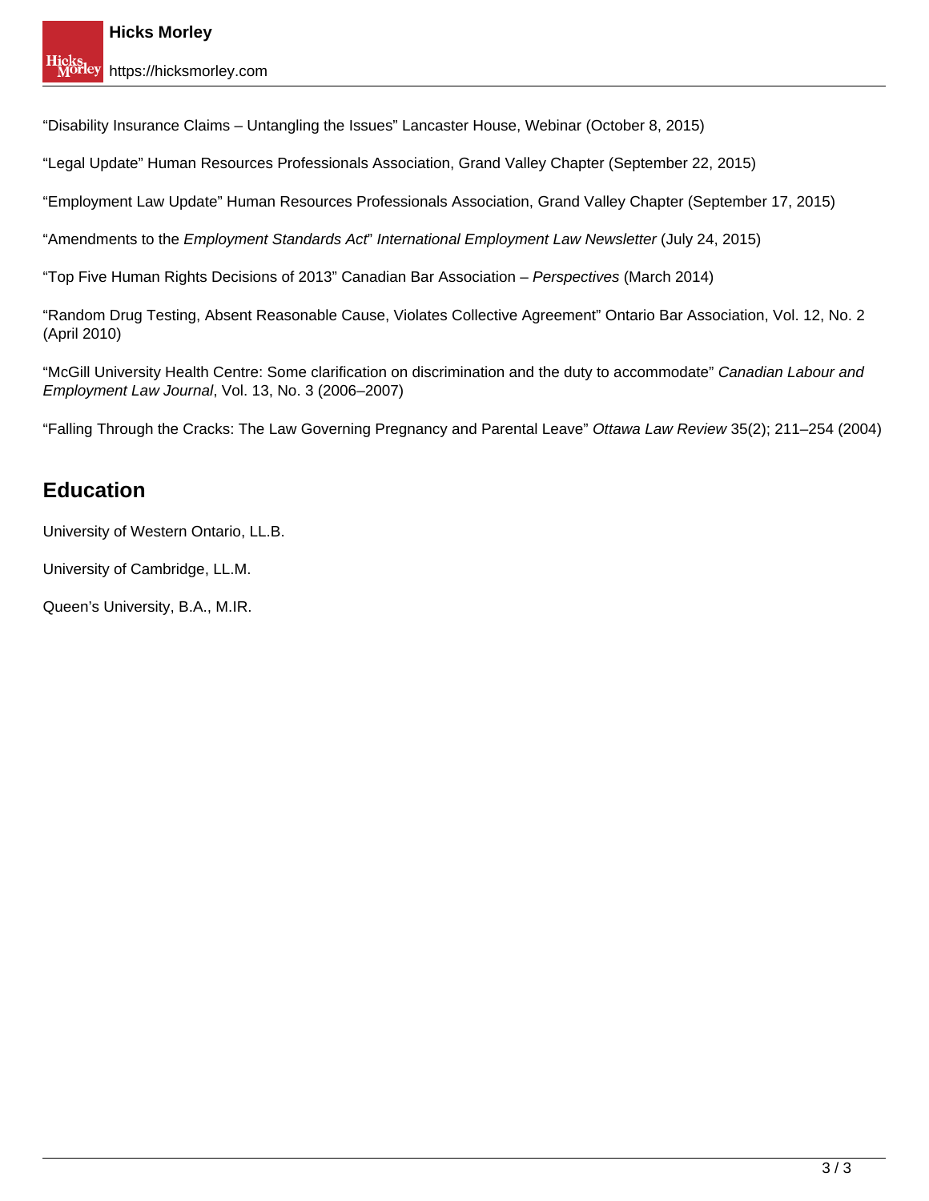"Disability Insurance Claims – Untangling the Issues" Lancaster House, Webinar (October 8, 2015)

"Legal Update" Human Resources Professionals Association, Grand Valley Chapter (September 22, 2015)

"Employment Law Update" Human Resources Professionals Association, Grand Valley Chapter (September 17, 2015)

"Amendments to the *Employment Standards Act*" *International Employment Law Newsletter* (July 24, 2015)

"Top Five Human Rights Decisions of 2013" Canadian Bar Association – *Perspectives* (March 2014)

"Random Drug Testing, Absent Reasonable Cause, Violates Collective Agreement" Ontario Bar Association, Vol. 12, No. 2 (April 2010)

"McGill University Health Centre: Some clarification on discrimination and the duty to accommodate" *Canadian Labour and Employment Law Journal*, Vol. 13, No. 3 (2006–2007)

"Falling Through the Cracks: The Law Governing Pregnancy and Parental Leave" *Ottawa Law Review* 35(2); 211–254 (2004)

## Education

University of Western Ontario, LL.B.

University of Cambridge, LL.M.

Queen's University, B.A., M.IR.